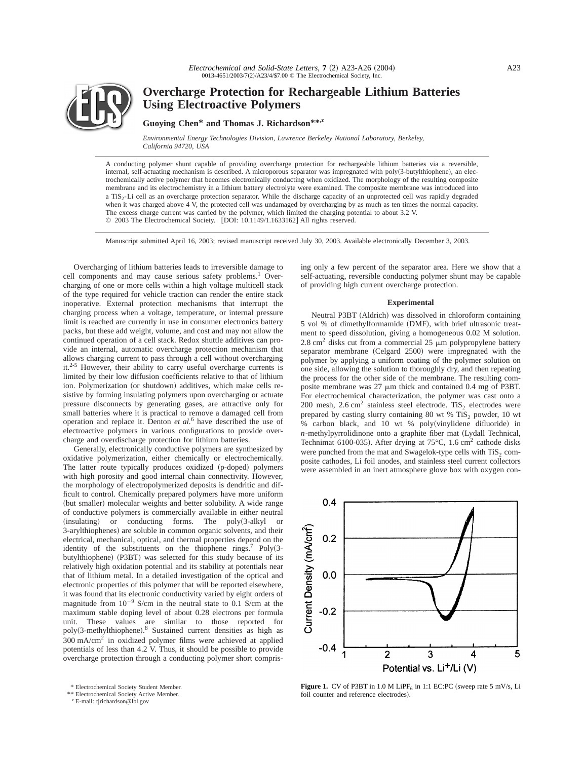# Overcharge Protection for Rechargeable Lithium Batteries Using Electroactive Polymers

**Guoying Chen*** **and Thomas J. Richardson**[**,z]

*Environmental Energy Technologies Division, Lawrence Berkeley National Laboratory, Berkeley, California 94720, USA*

A conducting polymer shunt capable of providing overcharge protection for rechargeable lithium batteries via a reversible, internal, self-actuating mechanism is described. A microporous separator was impregnated with poly(3-butylthiophene), an electrochemically active polymer that becomes electronically conducting when oxidized. The morphology of the resulting composite membrane and its electrochemistry in a lithium battery electrolyte were examined. The composite membrane was introduced into a $TiS_2$-Li cell as an overcharge protection separator. While the discharge capacity of an unprotected cell was rapidly degraded when it was charged above 4 V, the protected cell was undamaged by overcharging by as much as ten times the normal capacity. The excess charge current was carried by the polymer, which limited the charging potential to about 3.2 V.
© 2003 The Electrochemical Society. [DOI: 10.1149/1.1633162] All rights reserved.

Manuscript submitted April 16, 2003; revised manuscript received July 30, 2003. Available electronically December 3, 2003.

Overcharging of lithium batteries leads to irreversible damage to cell components and may cause serious safety problems.[1] Overcharging of one or more cells within a high voltage multicell stack of the type required for vehicle traction can render the entire stack inoperative. External protection mechanisms that interrupt the charging process when a voltage, temperature, or internal pressure limit is reached are currently in use in consumer electronics battery packs, but these add weight, volume, and cost and may not allow the continued operation of a cell stack. Redox shuttle additives can provide an internal, automatic overcharge protection mechanism that allows charging current to pass through a cell without overcharging it.[2-5] However, their ability to carry useful overcharge currents is limited by their low diffusion coefficients relative to that of lithium ion. Polymerization (or shutdown) additives, which make cells resistive by forming insulating polymers upon overcharging or actuate pressure disconnects by generating gases, are attractive only for small batteries where it is practical to remove a damaged cell from operation and replace it. Denton *et al.*[6] have described the use of electroactive polymers in various configurations to provide overcharge and overdischarge protection for lithium batteries.

Generally, electronically conductive polymers are synthesized by oxidative polymerization, either chemically or electrochemically. The latter route typically produces oxidized (p-doped) polymers with high porosity and good internal chain connectivity. However, the morphology of electropolymerized deposits is dendritic and difficult to control. Chemically prepared polymers have more uniform (but smaller) molecular weights and better solubility. A wide range of conductive polymers is commercially available in either neutral (insulating) or conducting forms. The poly(3-alkyl or 3-arylthiophenes) are soluble in common organic solvents, and their electrical, mechanical, optical, and thermal properties depend on the identity of the substituents on the thiophene rings.[7] Poly(3-butylthiophene) (P3BT) was selected for this study because of its relatively high oxidation potential and its stability at potentials near that of lithium metal. In a detailed investigation of the optical and electronic properties of this polymer that will be reported elsewhere, it was found that its electronic conductivity varied by eight orders of magnitude from $10^{-9}$ S/cm in the neutral state to 0.1 S/cm at the maximum stable doping level of about 0.28 electrons per formula unit. These values are similar to those reported for poly(3-methylthiophene).[8] Sustained current densities as high as 300 mA/cm$^2$ in oxidized polymer films were achieved at applied potentials of less than 4.2 V. Thus, it should be possible to provide overcharge protection through a conducting polymer short comprising only a few percent of the separator area. Here we show that a self-actuating, reversible conducting polymer shunt may be capable of providing high current overcharge protection.

## Experimental

Neutral P3BT (Aldrich) was dissolved in chloroform containing 5 vol % of dimethylformamide (DMF), with brief ultrasonic treatment to speed dissolution, giving a homogeneous 0.02 M solution. 2.8 cm$^2$ disks cut from a commercial 25 μm polypropylene battery separator membrane (Celgard 2500) were impregnated with the polymer by applying a uniform coating of the polymer solution on one side, allowing the solution to thoroughly dry, and then repeating the process for the other side of the membrane. The resulting composite membrane was 27 μm thick and contained 0.4 mg of P3BT. For electrochemical characterization, the polymer was cast onto a 200 mesh, 2.6 cm$^2$ stainless steel electrode. $TiS_2$ electrodes were prepared by casting slurry containing 80 wt % $TiS_2$ powder, 10 wt % carbon black, and 10 wt % poly(vinylidene difluoride) in *n*-methylpyrrolidinone onto a graphite fiber mat (Lydall Technical, Technimat 6100-035). After drying at 75°C, 1.6 cm$^2$ cathode disks were punched from the mat and Swagelok-type cells with $TiS_2$ composite cathodes, Li foil anodes, and stainless steel current collectors were assembled in an inert atmosphere glove box with oxygen con-

**Figure 1.** CV of P3BT in 1.0 M $LiPF_6$ in 1:1 EC:PC (sweep rate 5 mV/s, Li foil counter and reference electrodes).

\* Electrochemical Society Student Member.
\*\* Electrochemical Society Active Member.
z E-mail: tjrichardson@lbl.gov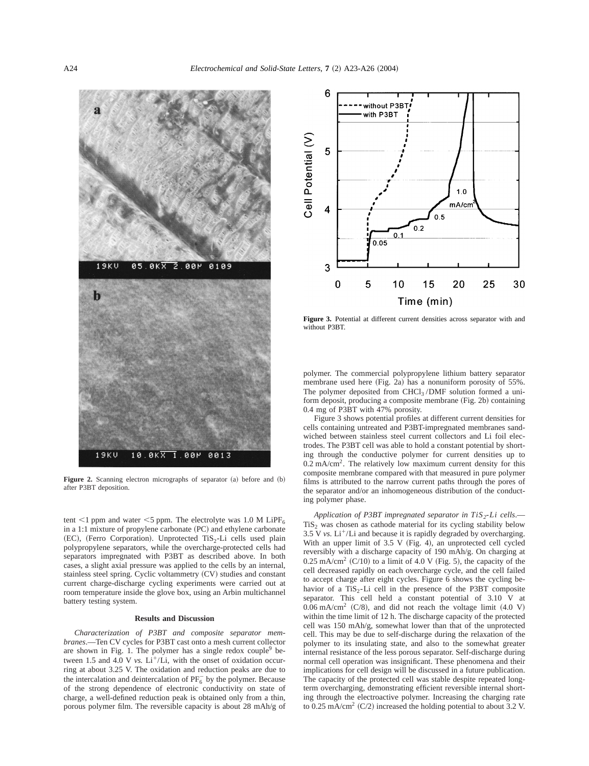Figure 2. Scanning electron micrographs of separator (a) before and (b) after P3BT deposition.

tent <1 ppm and water <5 ppm. The electrolyte was 1.0 M $LiPF_6$ in a 1:1 mixture of propylene carbonate (PC) and ethylene carbonate (EC), (Ferro Corporation). Unprotected $TiS_2$-Li cells used plain polypropylene separators, while the overcharge-protected cells had separators impregnated with P3BT as described above. In both cases, a slight axial pressure was applied to the cells by an internal, stainless steel spring. Cyclic voltammetry (CV) studies and constant current charge-discharge cycling experiments were carried out at room temperature inside the glove box, using an Arbin multichannel battery testing system.

## Results and Discussion

*Characterization of P3BT and composite separator membranes*.—Ten CV cycles for P3BT cast onto a mesh current collector are shown in Fig. 1. The polymer has a single redox couple[9] between 1.5 and 4.0 V *vs.* $Li^+/Li$, with the onset of oxidation occurring at about 3.25 V. The oxidation and reduction peaks are due to the intercalation and deintercalation of $PF_6^-$ by the polymer. Because of the strong dependence of electronic conductivity on state of charge, a well-defined reduction peak is obtained only from a thin, porous polymer film. The reversible capacity is about 28 mAh/g of polymer. The commercial polypropylene lithium battery separator membrane used here (Fig. 2a) has a nonuniform porosity of 55%. The polymer deposited from $CHCl_3$/DMF solution formed a uniform deposit, producing a composite membrane (Fig. 2b) containing 0.4 mg of P3BT with 47% porosity.

Figure 3. Potential at different current densities across separator with and without P3BT.

Figure 3 shows potential profiles at different current densities for cells containing untreated and P3BT-impregnated membranes sandwiched between stainless steel current collectors and Li foil electrodes. The P3BT cell was able to hold a constant potential by shorting through the conductive polymer for current densities up to 0.2 $mA/cm^2$. The relatively low maximum current density for this composite membrane compared with that measured in pure polymer films is attributed to the narrow current paths through the pores of the separator and/or an inhomogeneous distribution of the conducting polymer phase.

*Application of P3BT impregnated separator in $TiS_2$-Li cells*.—$TiS_2$ was chosen as cathode material for its cycling stability below 3.5 V *vs.* $Li^+/Li$ and because it is rapidly degraded by overcharging. With an upper limit of 3.5 V (Fig. 4), an unprotected cell cycled reversibly with a discharge capacity of 190 mAh/g. On charging at 0.25 $mA/cm^2$ (C/10) to a limit of 4.0 V (Fig. 5), the capacity of the cell decreased rapidly on each overcharge cycle, and the cell failed to accept charge after eight cycles. Figure 6 shows the cycling behavior of a $TiS_2$-Li cell in the presence of the P3BT composite separator. This cell held a constant potential of 3.10 V at 0.06 $mA/cm^2$ (C/8), and did not reach the voltage limit (4.0 V) within the time limit of 12 h. The discharge capacity of the protected cell was 150 mAh/g, somewhat lower than that of the unprotected cell. This may be due to self-discharge during the relaxation of the polymer to its insulating state, and also to the somewhat greater internal resistance of the less porous separator. Self-discharge during normal cell operation was insignificant. These phenomena and their implications for cell design will be discussed in a future publication. The capacity of the protected cell was stable despite repeated long-term overcharging, demonstrating efficient reversible internal shorting through the electroactive polymer. Increasing the charging rate to 0.25 $mA/cm^2$ (C/2) increased the holding potential to about 3.2 V.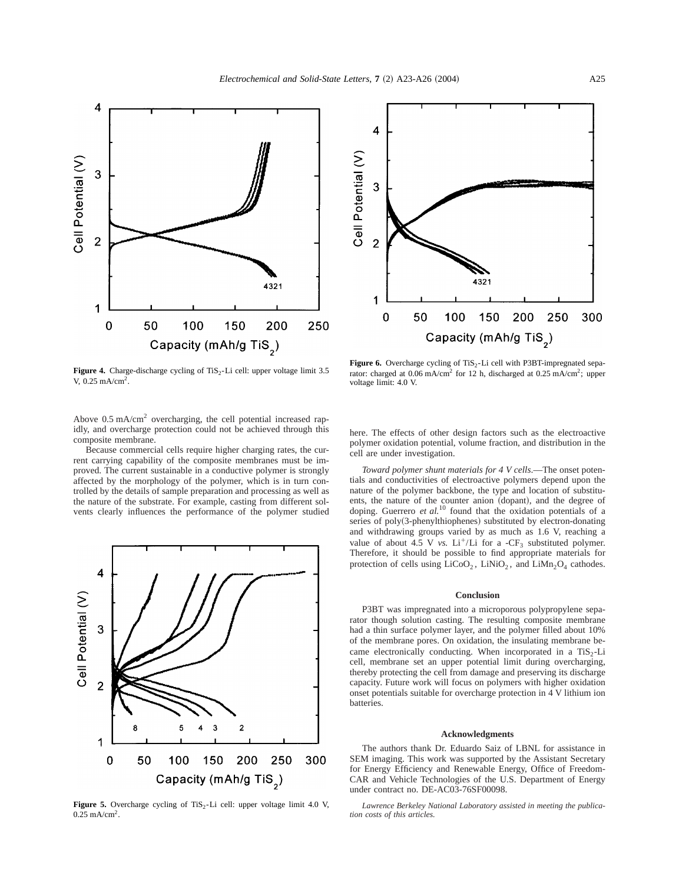Figure 4. Charge-discharge cycling of $TiS_2$-Li cell: upper voltage limit 3.5 V, 0.25 $mA/cm^2$.

Figure 6. Overcharge cycling of $TiS_2$-Li cell with P3BT-impregnated separator: charged at 0.06 $mA/cm^2$ for 12 h, discharged at 0.25 $mA/cm^2$; upper voltage limit: 4.0 V.

Above 0.5 $mA/cm^2$ overcharging, the cell potential increased rapidly, and overcharge protection could not be achieved through this composite membrane.

Because commercial cells require higher charging rates, the current carrying capability of the composite membranes must be improved. The current sustainable in a conductive polymer is strongly affected by the morphology of the polymer, which is in turn controlled by the details of sample preparation and processing as well as the nature of the substrate. For example, casting from different solvents clearly influences the performance of the polymer studied here. The effects of other design factors such as the electroactive polymer oxidation potential, volume fraction, and distribution in the cell are under investigation.

Figure 5. Overcharge cycling of $TiS_2$-Li cell: upper voltage limit 4.0 V, 0.25 $mA/cm^2$.

*Toward polymer shunt materials for 4 V cells*.—The onset potentials and conductivities of electroactive polymers depend upon the nature of the polymer backbone, the type and location of substituents, the nature of the counter anion (dopant), and the degree of doping. Guerrero *et al.*[10] found that the oxidation potentials of a series of poly(3-phenylthiophenes) substituted by electron-donating and withdrawing groups varied by as much as 1.6 V, reaching a value of about 4.5 V *vs.* $Li^+/Li$ for a -$CF_3$ substituted polymer. Therefore, it should be possible to find appropriate materials for protection of cells using $LiCoO_2$, $LiNiO_2$, and $LiMn_2O_4$ cathodes.

## Conclusion

P3BT was impregnated into a microporous polypropylene separator though solution casting. The resulting composite membrane had a thin surface polymer layer, and the polymer filled about 10% of the membrane pores. On oxidation, the insulating membrane became electronically conducting. When incorporated in a $TiS_2$-Li cell, membrane set an upper potential limit during overcharging, thereby protecting the cell from damage and preserving its discharge capacity. Future work will focus on polymers with higher oxidation onset potentials suitable for overcharge protection in 4 V lithium ion batteries.

## Acknowledgments

The authors thank Dr. Eduardo Saiz of LBNL for assistance in SEM imaging. This work was supported by the Assistant Secretary for Energy Efficiency and Renewable Energy, Office of FreedomCAR and Vehicle Technologies of the U.S. Department of Energy under contract no. DE-AC03-76SF00098.

*Lawrence Berkeley National Laboratory assisted in meeting the publication costs of this articles.*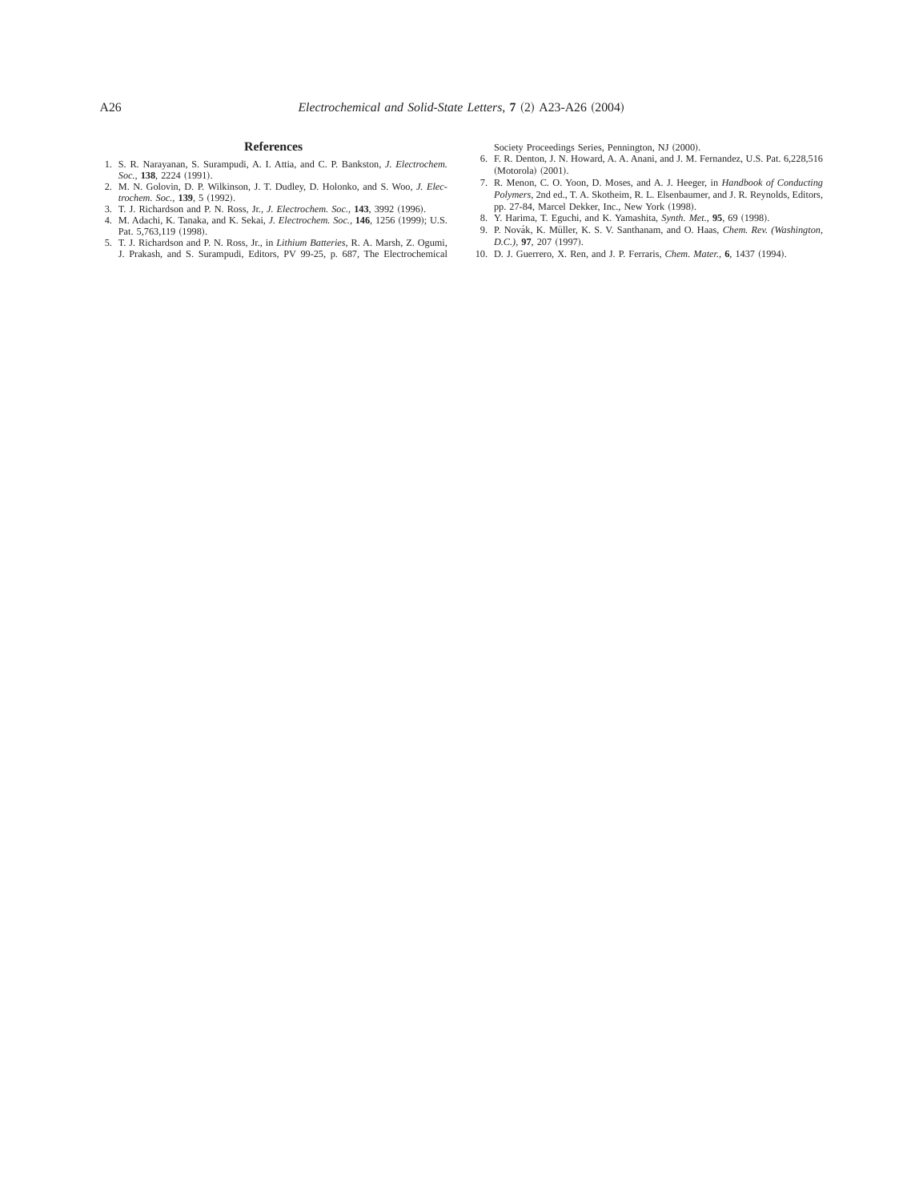## References

1. S. R. Narayanan, S. Surampudi, A. I. Attia, and C. P. Bankston, *J. Electrochem. Soc.*, **138**, 2224 (1991).
2. M. N. Golovin, D. P. Wilkinson, J. T. Dudley, D. Holonko, and S. Woo, *J. Electrochem. Soc.*, **139**, 5 (1992).
3. T. J. Richardson and P. N. Ross, Jr., *J. Electrochem. Soc.*, **143**, 3992 (1996).
4. M. Adachi, K. Tanaka, and K. Sekai, *J. Electrochem. Soc.*, **146**, 1256 (1999); U.S. Pat. 5,763,119 (1998).
5. T. J. Richardson and P. N. Ross, Jr., in *Lithium Batteries*, R. A. Marsh, Z. Ogumi, J. Prakash, and S. Surampudi, Editors, PV 99-25, p. 687, The Electrochemical Society Proceedings Series, Pennington, NJ (2000).
6. F. R. Denton, J. N. Howard, A. A. Anani, and J. M. Fernandez, U.S. Pat. 6,228,516 (Motorola) (2001).
7. R. Menon, C. O. Yoon, D. Moses, and A. J. Heeger, in *Handbook of Conducting Polymers*, 2nd ed., T. A. Skotheim, R. L. Elsenbaumer, and J. R. Reynolds, Editors, pp. 27-84, Marcel Dekker, Inc., New York (1998).
8. Y. Harima, T. Eguchi, and K. Yamashita, *Synth. Met.*, **95**, 69 (1998).
9. P. Novák, K. Müller, K. S. V. Santhanam, and O. Haas, *Chem. Rev. (Washington, D.C.)*, **97**, 207 (1997).
10. D. J. Guerrero, X. Ren, and J. P. Ferraris, *Chem. Mater.*, **6**, 1437 (1994).